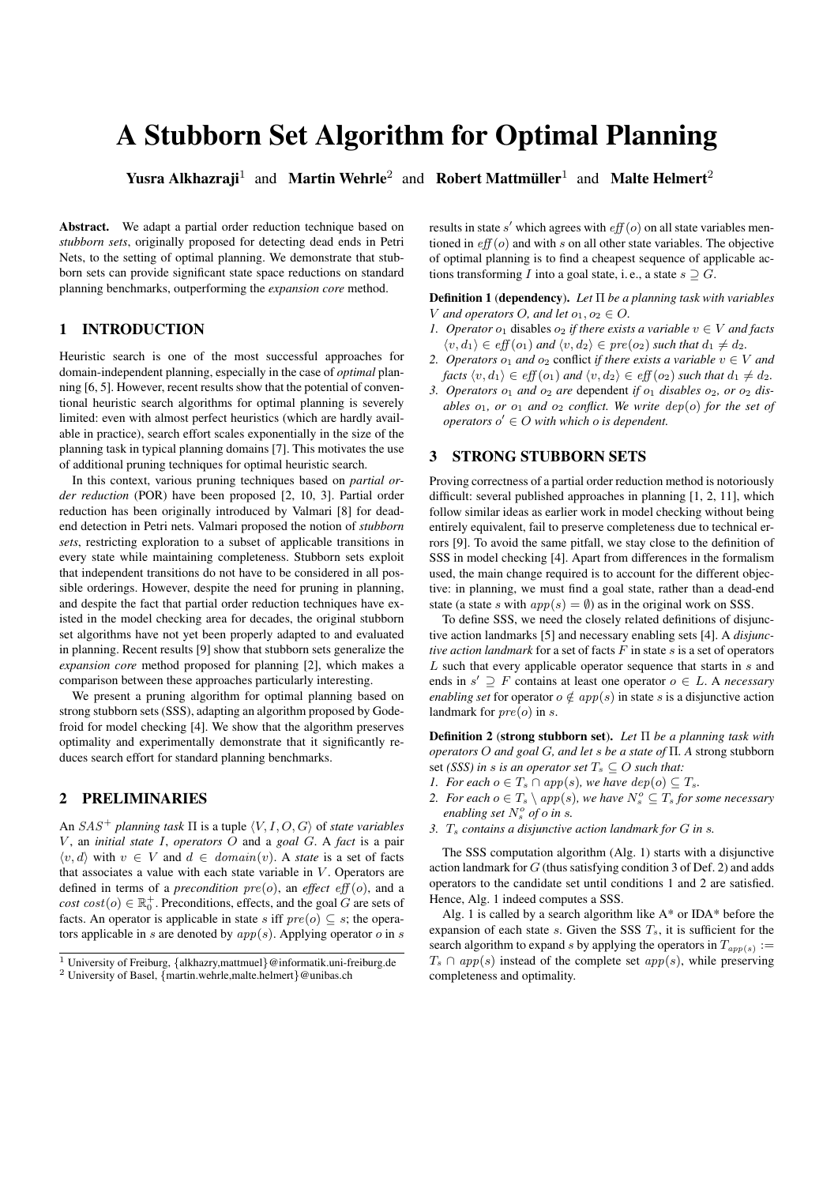# A Stubborn Set Algorithm for Optimal Planning

**Yusra Alkhazraji**[1] and **Martin Wehrle**[2] and **Robert Mattmüller**[1] and **Malte Helmert**[2]

**Abstract.** We adapt a partial order reduction technique based on *stubborn sets*, originally proposed for detecting dead ends in Petri Nets, to the setting of optimal planning. We demonstrate that stubborn sets can provide significant state space reductions on standard planning benchmarks, outperforming the *expansion core* method.

## 1 INTRODUCTION

Heuristic search is one of the most successful approaches for domain-independent planning, especially in the case of *optimal* planning [6, 5]. However, recent results show that the potential of conventional heuristic search algorithms for optimal planning is severely limited: even with almost perfect heuristics (which are hardly available in practice), search effort scales exponentially in the size of the planning task in typical planning domains [7]. This motivates the use of additional pruning techniques for optimal heuristic search.

In this context, various pruning techniques based on *partial order reduction* (POR) have been proposed [2, 10, 3]. Partial order reduction has been originally introduced by Valmari [8] for dead-end detection in Petri nets. Valmari proposed the notion of *stubborn sets*, restricting exploration to a subset of applicable transitions in every state while maintaining completeness. Stubborn sets exploit that independent transitions do not have to be considered in all possible orderings. However, despite the need for pruning in planning, and despite the fact that partial order reduction techniques have existed in the model checking area for decades, the original stubborn set algorithms have not yet been properly adapted to and evaluated in planning. Recent results [9] show that stubborn sets generalize the *expansion core* method proposed for planning [2], which makes a comparison between these approaches particularly interesting.

We present a pruning algorithm for optimal planning based on strong stubborn sets (SSS), adapting an algorithm proposed by Godefroid for model checking [4]. We show that the algorithm preserves optimality and experimentally demonstrate that it significantly reduces search effort for standard planning benchmarks.

## 2 PRELIMINARIES

An $SAS^+$ *planning task* $\Pi$ is a tuple $\langle V, I, O, G\rangle$ of *state variables* $V$, an *initial state* $I$, *operators* $O$ and a *goal* $G$. A *fact* is a pair $\langle v, d\rangle$ with $v \in V$ and $d \in domain(v)$. A *state* is a set of facts that associates a value with each state variable in $V$. Operators are defined in terms of a *precondition* $pre(o)$, an *effect* $\mathit{eff}(o)$, and a *cost* $cost(o) \in \mathbb{R}_0^+$. Preconditions, effects, and the goal $G$ are sets of facts. An operator is applicable in state $s$ iff $pre(o) \subseteq s$; the operators applicable in $s$ are denoted by $app(s)$. Applying operator $o$ in $s$ results in state $s'$ which agrees with $\mathit{eff}(o)$ on all state variables mentioned in $\mathit{eff}(o)$ and with $s$ on all other state variables. The objective of optimal planning is to find a cheapest sequence of applicable actions transforming $I$ into a goal state, i. e., a state $s \supseteq G$.

**Definition 1** (**dependency**). *Let* $\Pi$ *be a planning task with variables* $V$ *and operators* $O$*, and let* $o_1, o_2 \in O$.

1. *Operator* $o_1$ disables $o_2$ *if there exists a variable* $v \in V$ *and facts* $\langle v, d_1\rangle \in \mathit{eff}(o_1)$ *and* $\langle v, d_2\rangle \in pre(o_2)$ *such that* $d_1 \neq d_2$.
2. *Operators* $o_1$ *and* $o_2$ conflict *if there exists a variable* $v \in V$ *and facts* $\langle v, d_1\rangle \in \mathit{eff}(o_1)$ *and* $\langle v, d_2\rangle \in \mathit{eff}(o_2)$ *such that* $d_1 \neq d_2$.
3. *Operators* $o_1$ *and* $o_2$ *are* dependent *if* $o_1$ *disables* $o_2$*, or* $o_2$ *disables* $o_1$*, or* $o_1$ *and* $o_2$ *conflict. We write* $dep(o)$ *for the set of operators* $o' \in O$ *with which* $o$ *is dependent.*

## 3 STRONG STUBBORN SETS

Proving correctness of a partial order reduction method is notoriously difficult: several published approaches in planning [1, 2, 11], which follow similar ideas as earlier work in model checking without being entirely equivalent, fail to preserve completeness due to technical errors [9]. To avoid the same pitfall, we stay close to the definition of SSS in model checking. Apart from differences in the formalism used, the main change required is to account for the different objective: in planning, we must find a goal state, rather than a dead-end state (a state $s$ with $app(s) = \emptyset$) as in the original work on SSS.

To define SSS, we need the closely related definitions of disjunctive action landmarks [5] and necessary enabling sets [4]. A *disjunctive action landmark* for a set of facts $F$ in state $s$ is a set of operators $L$ such that every applicable operator sequence that starts in $s$ and ends in $s' \supseteq F$ contains at least one operator $o \in L$. A *necessary enabling set* for operator $o \notin app(s)$ in state $s$ is a disjunctive action landmark for $pre(o)$ in $s$.

**Definition 2** (**strong stubborn set**). *Let* $\Pi$ *be a planning task with operators* $O$ *and goal* $G$*, and let* $s$ *be a state of* $\Pi$*. A* strong stubborn set *(SSS) in* $s$ *is an operator set* $T_s \subseteq O$ *such that:*

1. *For each* $o \in T_s \cap app(s)$*, we have* $dep(o) \subseteq T_s$.
2. *For each* $o \in T_s \setminus app(s)$*, we have* $N_s^o \subseteq T_s$ *for some necessary enabling set* $N_s^o$ *of* $o$ *in* $s$.
3. $T_s$ *contains a disjunctive action landmark for* $G$ *in* $s$.

The SSS computation algorithm (Alg. 1) starts with a disjunctive action landmark for $G$ (thus satisfying condition 3 of Def. 2) and adds operators to the candidate set until conditions 1 and 2 are satisfied. Hence, Alg. 1 indeed computes a SSS.

Alg. 1 is called by a search algorithm like A* or IDA* before the expansion of each state $s$. Given the SSS $T_s$, it is sufficient for the search algorithm to expand $s$ by applying the operators in $T_{app(s)} := T_s \cap app(s)$ instead of the complete set $app(s)$, while preserving completeness and optimality.

[1] University of Freiburg, {alkhazry,mattmuel}@informatik.uni-freiburg.de

[2] University of Basel, {martin.wehrle,malte.helmert}@unibas.ch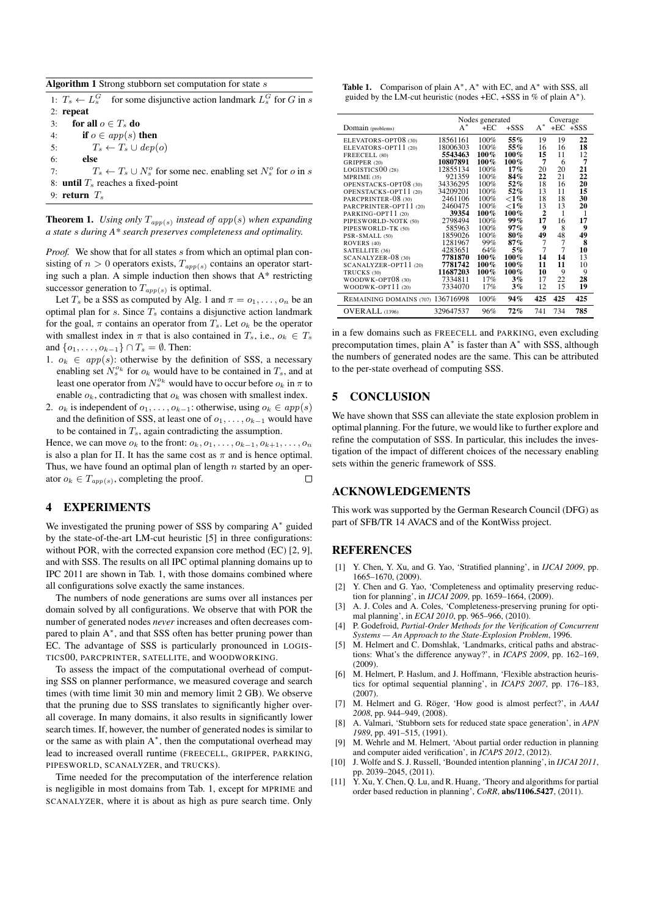**Algorithm 1** Strong stubborn set computation for state $s$

```
1: T_s ← L_s^G   for some disjunctive action landmark L_s^G for G in s
2: repeat
3:   for all o ∈ T_s do
4:     if o ∈ app(s) then
5:       T_s ← T_s ∪ dep(o)
6:     else
7:       T_s ← T_s ∪ N_s^o for some nec. enabling set N_s^o for o in s
8: until T_s reaches a fixed-point
9: return T_s
```

**Theorem 1.** *Using only $T_{app(s)}$ instead of $app(s)$ when expanding a state $s$ during A\* search preserves completeness and optimality.*

*Proof.* We show that for all states $s$ from which an optimal plan consisting of $n > 0$ operators exists, $T_{app(s)}$ contains an operator starting such a plan. A simple induction then shows that A\* restricting successor generation to $T_{app(s)}$ is optimal.

Let $T_s$ be a SSS as computed by Alg. 1 and $\pi = o_1, \dots, o_n$ be an optimal plan for $s$. Since $T_s$ contains a disjunctive action landmark for the goal, $\pi$ contains an operator from $T_s$. Let $o_k$ be the operator with smallest index in $\pi$ that is also contained in $T_s$, i.e., $o_k \in T_s$ and $\{o_1, \dots, o_{k-1}\} \cap T_s = \emptyset$. Then:

1. $o_k \in app(s)$: otherwise by the definition of SSS, a necessary enabling set $N_s^{o_k}$ for $o_k$ would have to be contained in $T_s$, and at least one operator from $N_s^{o_k}$ would have to occur before $o_k$ in $\pi$ to enable $o_k$, contradicting that $o_k$ was chosen with smallest index.
2. $o_k$ is independent of $o_1, \dots, o_{k-1}$: otherwise, using $o_k \in app(s)$ and the definition of SSS, at least one of $o_1, \dots, o_{k-1}$ would have to be contained in $T_s$, again contradicting the assumption.

Hence, we can move $o_k$ to the front: $o_k, o_1, \dots, o_{k-1}, o_{k+1}, \dots, o_n$ is also a plan for $\Pi$. It has the same cost as $\pi$ and is hence optimal. Thus, we have found an optimal plan of length $n$ started by an operator $o_k \in T_{app(s)}$, completing the proof. □

## 4 EXPERIMENTS

We investigated the pruning power of SSS by comparing A\* guided by the state-of-the-art LM-cut heuristic [5] in three configurations: without POR, with the corrected expansion core method (EC) [2, 9], and with SSS. The results on all IPC optimal planning domains up to IPC 2011 are shown in Tab. 1, with those domains combined where all configurations solve exactly the same instances.

The numbers of node generations are sums over all instances per domain solved by all configurations. We observe that with POR the number of generated nodes *never* increases and often decreases compared to plain A\*, and that SSS often has better pruning power than EC. The advantage of SSS is particularly pronounced in LOGISTICS00, PARCPRINTER, SATELLITE, and WOODWORKING.

To assess the impact of the computational overhead of computing SSS on planner performance, we measured coverage and search times (with time limit 30 min and memory limit 2 GB). We observe that the pruning due to SSS translates to significantly higher overall coverage. In many domains, it also results in significantly lower search times. If, however, the number of generated nodes is similar to or the same as with plain A\*, then the computational overhead may lead to increased overall runtime (FREECELL, GRIPPER, PARKING, PIPESWORLD, SCANALYZER, and TRUCKS).

Time needed for the precomputation of the interference relation is negligible in most domains from Tab. 1, except for MPRIME and SCANALYZER, where it is about as high as pure search time. Only in a few domains such as FREECELL and PARKING, even excluding precomputation times, plain A\* is faster than A\* with SSS, although the numbers of generated nodes are the same. This can be attributed to the per-state overhead of computing SSS.

**Table 1.** Comparison of plain A\*, A\* with EC, and A\* with SSS, all guided by the LM-cut heuristic (nodes +EC, +SSS in % of plain A\*).

| | Nodes generated | | | Coverage | | |
|---|---|---|---|---|---|---|
| Domain (problems) | A\* | +EC | +SSS | A\* | +EC | +SSS |
| ELEVATORS-OPT08 (30) | 18561161 | 100% | **55%** | 19 | 19 | **22** |
| ELEVATORS-OPT11 (20) | 18006303 | 100% | **55%** | 16 | 16 | **18** |
| FREECELL (80) | **5543463** | **100%** | **100%** | **15** | 11 | 12 |
| GRIPPER (20) | **10807891** | **100%** | **100%** | **7** | 6 | **7** |
| LOGISTICS00 (28) | 12855134 | 100% | **17%** | 20 | 20 | **21** |
| MPRIME (35) | 921359 | 100% | **84%** | **22** | 21 | **22** |
| OPENSTACKS-OPT08 (30) | 34336295 | 100% | **52%** | 18 | 16 | **20** |
| OPENSTACKS-OPT11 (20) | 34209201 | 100% | **52%** | 13 | 11 | **15** |
| PARCPRINTER-08 (30) | 2461106 | 100% | **<1%** | 18 | 18 | **30** |
| PARCPRINTER-OPT11 (20) | 2460475 | 100% | **<1%** | 13 | 13 | **20** |
| PARKING-OPT11 (20) | **39354** | **100%** | **100%** | **2** | 1 | 1 |
| PIPESWORLD-NOTK (50) | 2798494 | 100% | **99%** | **17** | 16 | **17** |
| PIPESWORLD-TK (50) | 585963 | 100% | **97%** | **9** | 8 | **9** |
| PSR-SMALL (50) | 1859026 | 100% | **80%** | **49** | 48 | **49** |
| ROVERS (40) | 1281967 | 99% | **87%** | 7 | 7 | **8** |
| SATELLITE (36) | 4283651 | 64% | **5%** | 7 | 7 | **10** |
| SCANALYZER-08 (30) | **7781870** | **100%** | **100%** | **14** | **14** | 13 |
| SCANALYZER-OPT11 (20) | **7781742** | **100%** | **100%** | **11** | **11** | 10 |
| TRUCKS (30) | **11687203** | **100%** | **100%** | **10** | 9 | 9 |
| WOODWK-OPT08 (30) | 7334811 | 17% | **3%** | 17 | 22 | **28** |
| WOODWK-OPT11 (20) | 7334070 | 17% | **3%** | 12 | 15 | **19** |
| REMAINING DOMAINS (707) | 136716998 | 100% | **94%** | **425** | **425** | **425** |
| OVERALL (1396) | 329647537 | 96% | **72%** | 741 | 734 | **785** |

## 5 CONCLUSION

We have shown that SSS can alleviate the state explosion problem in optimal planning. For the future, we would like to further explore and refine the computation of SSS. In particular, this includes the investigation of the impact of different choices of the necessary enabling sets within the generic framework of SSS.

## ACKNOWLEDGEMENTS

This work was supported by the German Research Council (DFG) as part of SFB/TR 14 AVACS and of the KontWiss project.

## REFERENCES

[1] Y. Chen, Y. Xu, and G. Yao, 'Stratified planning', in *IJCAI 2009*, pp. 1665–1670, (2009).

[2] Y. Chen and G. Yao, 'Completeness and optimality preserving reduction for planning', in *IJCAI 2009*, pp. 1659–1664, (2009).

[3] A. J. Coles and A. Coles, 'Completeness-preserving pruning for optimal planning', in *ECAI 2010*, pp. 965–966, (2010).

[4] P. Godefroid, *Partial-Order Methods for the Verification of Concurrent Systems — An Approach to the State-Explosion Problem*, 1996.

[5] M. Helmert and C. Domshlak, 'Landmarks, critical paths and abstractions: What's the difference anyway?', in *ICAPS 2009*, pp. 162–169, (2009).

[6] M. Helmert, P. Haslum, and J. Hoffmann, 'Flexible abstraction heuristics for optimal sequential planning', in *ICAPS 2007*, pp. 176–183, (2007).

[7] M. Helmert and G. Röger, 'How good is almost perfect?', in *AAAI 2008*, pp. 944–949, (2008).

[8] A. Valmari, 'Stubborn sets for reduced state space generation', in *APN 1989*, pp. 491–515, (1991).

[9] M. Wehrle and M. Helmert, 'About partial order reduction in planning and computer aided verification', in *ICAPS 2012*, (2012).

[10] J. Wolfe and S. J. Russell, 'Bounded intention planning', in *IJCAI 2011*, pp. 2039–2045, (2011).

[11] Y. Xu, Y. Chen, Q. Lu, and R. Huang, 'Theory and algorithms for partial order based reduction in planning', *CoRR*, **abs/1106.5427**, (2011).